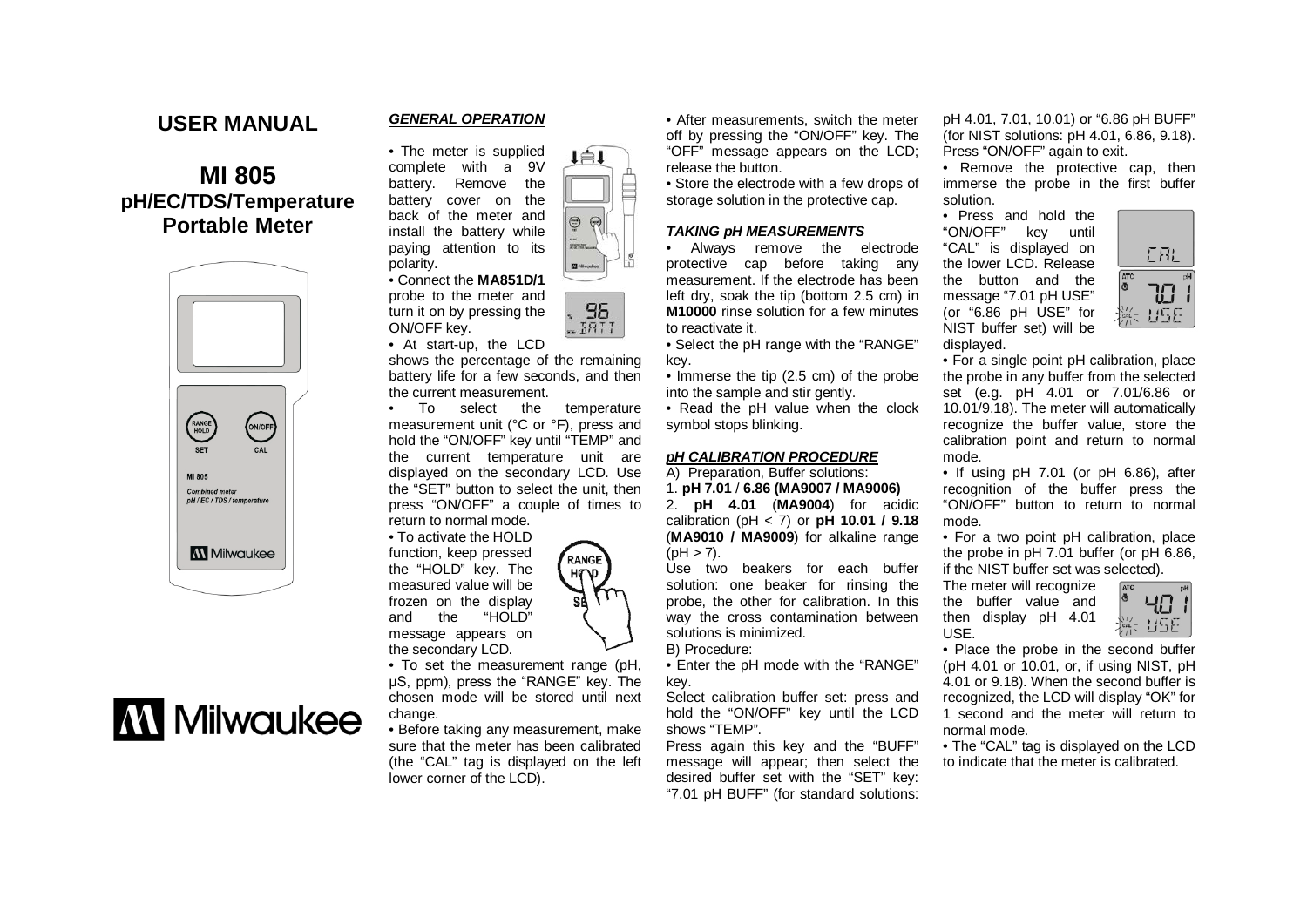# USER MANUAL

## MI 805
## pH/EC/TDS/Temperature Portable Meter

### GENERAL OPERATION

- The meter is supplied complete with a 9V battery. Remove the battery cover on the back of the meter and install the battery while paying attention to its polarity.
- Connect the **MA851D/1** probe to the meter and turn it on by pressing the ON/OFF key.
- At start-up, the LCD shows the percentage of the remaining battery life for a few seconds, and then the current measurement.
- To select the temperature measurement unit (°C or °F), press and hold the "ON/OFF" key until "TEMP" and the current temperature unit are displayed on the secondary LCD. Use the "SET" button to select the unit, then press "ON/OFF" a couple of times to return to normal mode.
- To activate the HOLD function, keep pressed the "HOLD" key. The measured value will be frozen on the display and the "HOLD" message appears on the secondary LCD.
- To set the measurement range (pH, µS, ppm), press the "RANGE" key. The chosen mode will be stored until next change.
- Before taking any measurement, make sure that the meter has been calibrated (the "CAL" tag is displayed on the left lower corner of the LCD).
- After measurements, switch the meter off by pressing the "ON/OFF" key. The "OFF" message appears on the LCD; release the button.
- Store the electrode with a few drops of storage solution in the protective cap.

### TAKING pH MEASUREMENTS

- Always remove the electrode protective cap before taking any measurement. If the electrode has been left dry, soak the tip (bottom 2.5 cm) in **M10000** rinse solution for a few minutes to reactivate it.
- Select the pH range with the "RANGE" key.
- Immerse the tip (2.5 cm) of the probe into the sample and stir gently.
- Read the pH value when the clock symbol stops blinking.

### pH CALIBRATION PROCEDURE

A) Preparation, Buffer solutions:

1. **pH 7.01** / **6.86 (MA9007 / MA9006)**
2. **pH 4.01** (**MA9004**) for acidic calibration (pH < 7) or **pH 10.01 / 9.18** (**MA9010 / MA9009**) for alkaline range (pH > 7).

Use two beakers for each buffer solution: one beaker for rinsing the probe, the other for calibration. In this way the cross contamination between solutions is minimized.

B) Procedure:

- Enter the pH mode with the "RANGE" key.

Select calibration buffer set: press and hold the "ON/OFF" key until the LCD shows "TEMP".

Press again this key and the "BUFF" message will appear; then select the desired buffer set with the "SET" key: "7.01 pH BUFF" (for standard solutions: pH 4.01, 7.01, 10.01) or "6.86 pH BUFF" (for NIST solutions: pH 4.01, 6.86, 9.18). Press "ON/OFF" again to exit.

- Remove the protective cap, then immerse the probe in the first buffer solution.
- Press and hold the "ON/OFF" key until "CAL" is displayed on the lower LCD. Release the button and the message "7.01 pH USE" (or "6.86 pH USE" for NIST buffer set) will be displayed.
- For a single point pH calibration, place the probe in any buffer from the selected set (e.g. pH 4.01 or 7.01/6.86 or 10.01/9.18). The meter will automatically recognize the buffer value, store the calibration point and return to normal mode.
- If using pH 7.01 (or pH 6.86), after recognition of the buffer press the "ON/OFF" button to return to normal mode.
- For a two point pH calibration, place the probe in pH 7.01 buffer (or pH 6.86, if the NIST buffer set was selected).

The meter will recognize the buffer value and then display pH 4.01 USE.

- Place the probe in the second buffer (pH 4.01 or 10.01, or, if using NIST, pH 4.01 or 9.18). When the second buffer is recognized, the LCD will display "OK" for 1 second and the meter will return to normal mode.
- The "CAL" tag is displayed on the LCD to indicate that the meter is calibrated.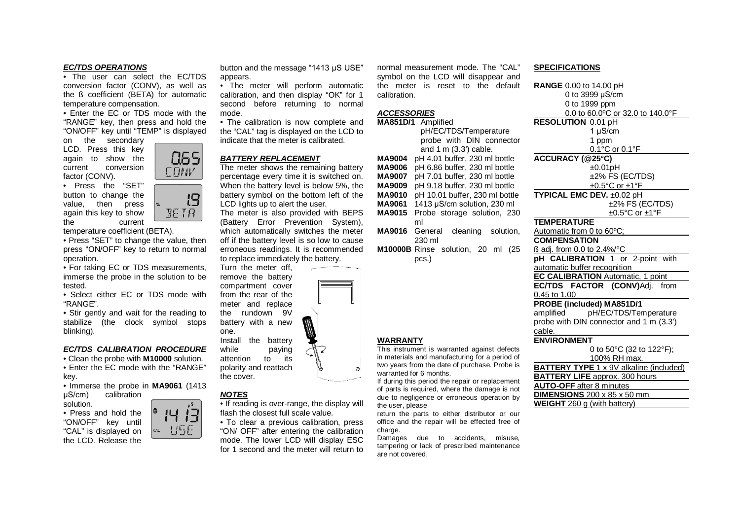### *EC/TDS OPERATIONS*

- The user can select the EC/TDS conversion factor (CONV), as well as the ß coefficient (BETA) for automatic temperature compensation.
- Enter the EC or TDS mode with the "RANGE" key, then press and hold the "ON/OFF" key until "TEMP" is displayed on the secondary LCD. Press this key again to show the current conversion factor (CONV).

0.65
CONV

- Press the "SET" button to change the value, then press again this key to show the current temperature coefficient (BETA).

19
BETA

- Press "SET" to change the value, then press "ON/OFF" key to return to normal operation.
- For taking EC or TDS measurements, immerse the probe in the solution to be tested.
- Select either EC or TDS mode with "RANGE".
- Stir gently and wait for the reading to stabilize (the clock symbol stops blinking).

### *EC/TDS CALIBRATION PROCEDURE*

- Clean the probe with **M10000** solution.
- Enter the EC mode with the "RANGE" key.
- Immerse the probe in **MA9061** (1413 µS/cm) calibration solution.
- Press and hold the "ON/OFF" key until "CAL" is displayed on the LCD. Release the button and the message "1413 µS USE" appears.

1413
USE

- The meter will perform automatic calibration, and then display "OK" for 1 second before returning to normal mode.
- The calibration is now complete and the "CAL" tag is displayed on the LCD to indicate that the meter is calibrated.

### *BATTERY REPLACEMENT*

The meter shows the remaining battery percentage every time it is switched on. When the battery level is below 5%, the battery symbol on the bottom left of the LCD lights up to alert the user.

The meter is also provided with BEPS (Battery Error Prevention System), which automatically switches the meter off if the battery level is so low to cause erroneous readings. It is recommended to replace immediately the battery.

Turn the meter off, remove the battery compartment cover from the rear of the meter and replace the rundown 9V battery with a new one.

Install the battery while paying attention to its polarity and reattach the cover.

### *NOTES*

- If reading is over-range, the display will flash the closest full scale value.
- To clear a previous calibration, press "ON/ OFF" after entering the calibration mode. The lower LCD will display ESC for 1 second and the meter will return to normal measurement mode. The "CAL" symbol on the LCD will disappear and the meter is reset to the default calibration.

### *ACCESSORIES*

| | |
|---|---|
| **MA851D/1** | Amplified pH/EC/TDS/Temperature probe with DIN connector and 1 m (3.3') cable. |
| **MA9004** | pH 4.01 buffer, 230 ml bottle |
| **MA9006** | pH 6.86 buffer, 230 ml bottle |
| **MA9007** | pH 7.01 buffer, 230 ml bottle |
| **MA9009** | pH 9.18 buffer, 230 ml bottle |
| **MA9010** | pH 10.01 buffer, 230 ml bottle |
| **MA9061** | 1413 µS/cm solution, 230 ml |
| **MA9015** | Probe storage solution, 230 ml |
| **MA9016** | General cleaning solution, 230 ml |
| **M10000B** | Rinse solution, 20 ml (25 pcs.) |

### WARRANTY

This instrument is warranted against defects in materials and manufacturing for a period of two years from the date of purchase. Probe is warranted for 6 months.

If during this period the repair or replacement of parts is required, where the damage is not due to negligence or erroneous operation by the user, please return the parts to either distributor or our office and the repair will be effected free of charge.

Damages due to accidents, misuse, tampering or lack of prescribed maintenance are not covered.

### SPECIFICATIONS

**RANGE** 0.00 to 14.00 pH
0 to 3999 µS/cm
0 to 1999 ppm
0.0 to 60.0ºC or 32.0 to 140.0°F

**RESOLUTION** 0.01 pH
1 µS/cm
1 ppm
0.1°C or 0.1°F

**ACCURACY (@25°C)**
±0.01pH
±2% FS (EC/TDS)
±0.5°C or ±1°F

**TYPICAL EMC DEV.** ±0.02 pH
±2% FS (EC/TDS)
±0.5°C or ±1°F

**TEMPERATURE**
Automatic from 0 to 60ºC;

**COMPENSATION**
ß adj. from 0.0 to 2.4%/°C

**pH CALIBRATION** 1 or 2-point with automatic buffer recognition

**EC CALIBRATION** Automatic, 1 point

**EC/TDS FACTOR (CONV)** Adj. from 0.45 to 1.00

**PROBE (included) MA851D/1**
amplified pH/EC/TDS/Temperature probe with DIN connector and 1 m (3.3') cable.

**ENVIRONMENT**
0 to 50°C (32 to 122°F);
100% RH max.

**BATTERY TYPE** 1 x 9V alkaline (included)

**BATTERY LIFE** approx. 300 hours

**AUTO-OFF** after 8 minutes

**DIMENSIONS** 200 x 85 x 50 mm

**WEIGHT** 260 g (with battery)